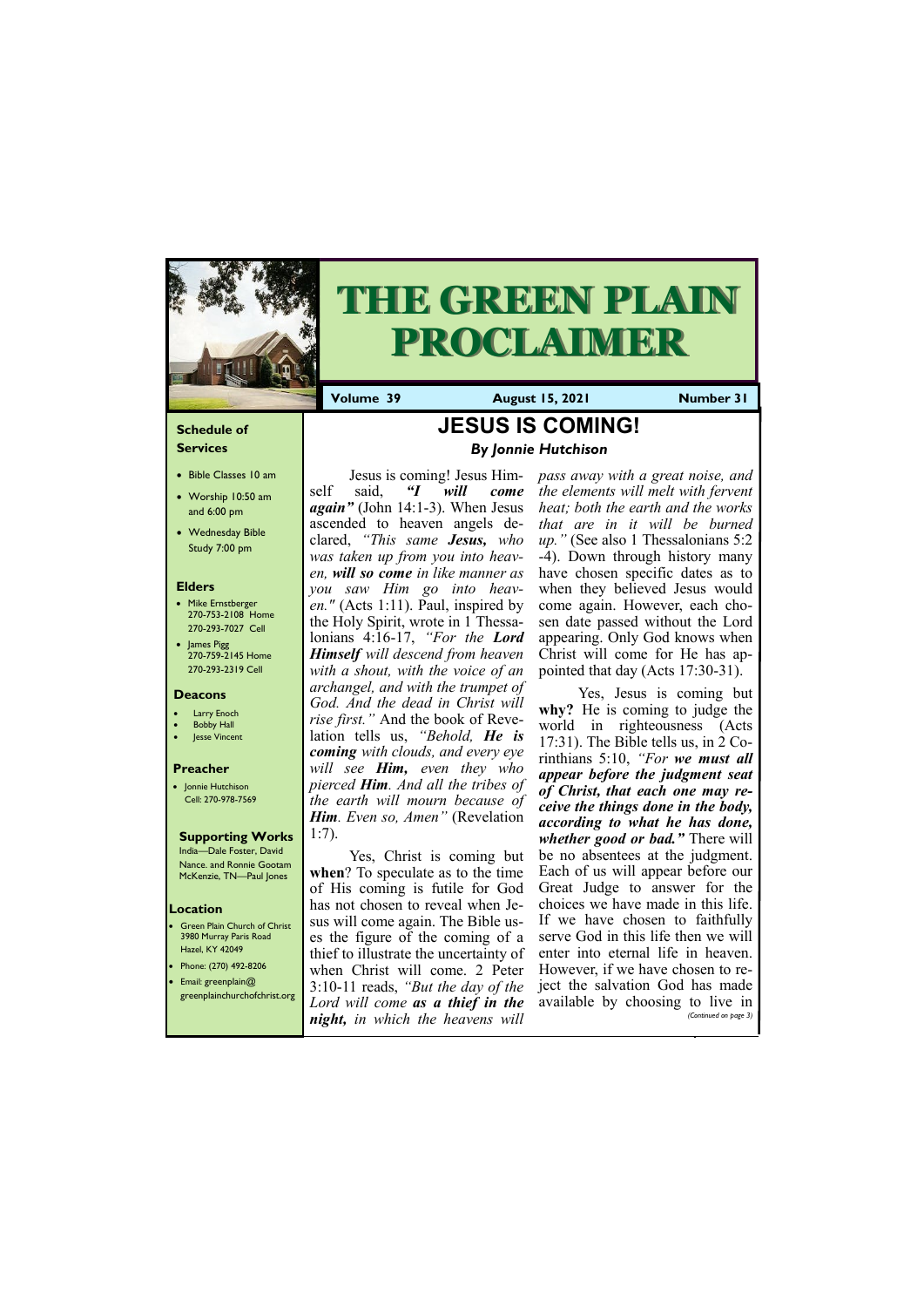# THE GREEN PLAIN PROCLAIMER

**Volume 39** | **August 15, 2021** | **Number 31**

### Schedule of Services

- Bible Classes 10 am
- Worship 10:50 am and 6:00 pm
- Wednesday Bible Study 7:00 pm

### Elders

- Mike Ernstberger 270-753-2108 Home 270-293-7027 Cell
- James Pigg 270-759-2145 Home 270-293-2319 Cell

### Deacons

- Larry Enoch
- Bobby Hall
- Jesse Vincent

### Preacher

- Jonnie Hutchison Cell: 270-978-7569

### Supporting Works

India—Dale Foster, David Nance. and Ronnie Gootam McKenzie, TN—Paul Jones

### Location

- Green Plain Church of Christ 3980 Murray Paris Road Hazel, KY 42049
- Phone: (270) 492-8206
- Email: greenplain@greenplainchurchofchrist.org

# JESUS IS COMING!

***By Jonnie Hutchison***

Jesus is coming! Jesus Himself said, ***"I will come again"*** (John 14:1-3). When Jesus ascended to heaven angels declared, *"This same **Jesus,** who was taken up from you into heaven, **will so come** in like manner as you saw Him go into heaven."* (Acts 1:11). Paul, inspired by the Holy Spirit, wrote in 1 Thessalonians 4:16-17, *"For the **Lord Himself** will descend from heaven with a shout, with the voice of an archangel, and with the trumpet of God. And the dead in Christ will rise first."* And the book of Revelation tells us, *"Behold, **He is coming** with clouds, and every eye will see **Him,** even they who pierced **Him**. And all the tribes of the earth will mourn because of **Him**. Even so, Amen"* (Revelation 1:7).

Yes, Christ is coming but **when**? To speculate as to the time of His coming is futile for God has not chosen to reveal when Jesus will come again. The Bible uses the figure of the coming of a thief to illustrate the uncertainty of when Christ will come. 2 Peter 3:10-11 reads, *"But the day of the Lord will come **as a thief in the night,** in which the heavens will pass away with a great noise, and the elements will melt with fervent heat; both the earth and the works that are in it will be burned up."* (See also 1 Thessalonians 5:2-4). Down through history many have chosen specific dates as to when they believed Jesus would come again. However, each chosen date passed without the Lord appearing. Only God knows when Christ will come for He has appointed that day (Acts 17:30-31).

Yes, Jesus is coming but **why?** He is coming to judge the world in righteousness (Acts 17:31). The Bible tells us, in 2 Corinthians 5:10, *"For **we must all appear before the judgment seat of Christ, that each one may receive the things done in the body, according to what he has done, whether good or bad."*** There will be no absentees at the judgment. Each of us will appear before our Great Judge to answer for the choices we have made in this life. If we have chosen to faithfully serve God in this life then we will enter into eternal life in heaven. However, if we have chosen to reject the salvation God has made available by choosing to live in

*(Continued on page 3)*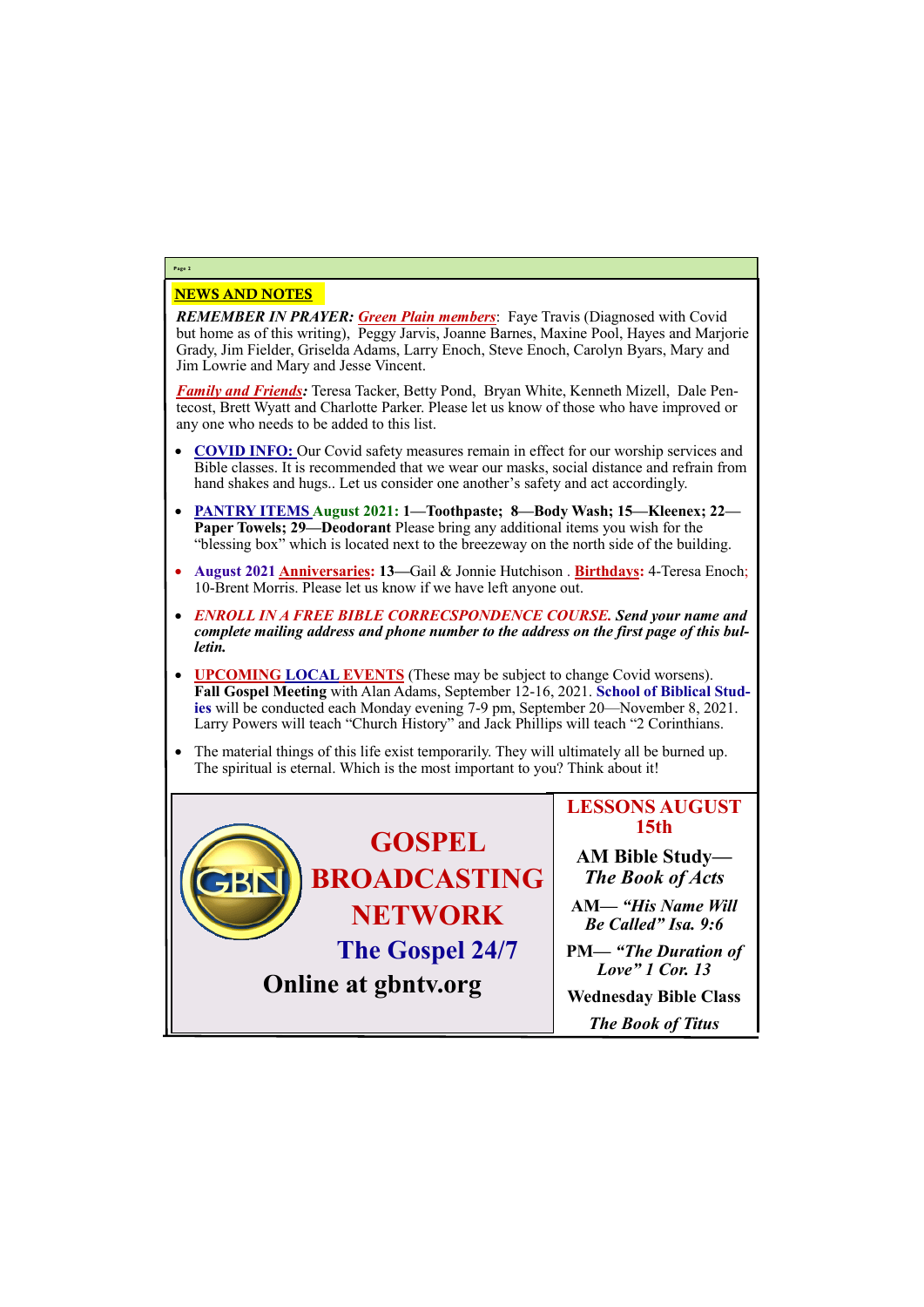## NEWS AND NOTES

***REMEMBER IN PRAYER:*** ***Green Plain members***: Faye Travis (Diagnosed with Covid but home as of this writing), Peggy Jarvis, Joanne Barnes, Maxine Pool, Hayes and Marjorie Grady, Jim Fielder, Griselda Adams, Larry Enoch, Steve Enoch, Carolyn Byars, Mary and Jim Lowrie and Mary and Jesse Vincent.

***Family and Friends:*** Teresa Tacker, Betty Pond, Bryan White, Kenneth Mizell, Dale Pentecost, Brett Wyatt and Charlotte Parker. Please let us know of those who have improved or any one who needs to be added to this list.

- **COVID INFO:** Our Covid safety measures remain in effect for our worship services and Bible classes. It is recommended that we wear our masks, social distance and refrain from hand shakes and hugs.. Let us consider one another's safety and act accordingly.
- **PANTRY ITEMS August 2021: 1—Toothpaste; 8—Body Wash; 15—Kleenex; 22—Paper Towels; 29—Deodorant** Please bring any additional items you wish for the "blessing box" which is located next to the breezeway on the north side of the building.
- **August 2021 Anniversaries: 13**—Gail & Jonnie Hutchison . **Birthdays:** 4-Teresa Enoch; 10-Brent Morris. Please let us know if we have left anyone out.
- ***ENROLL IN A FREE BIBLE CORRECSPONDENCE COURSE. Send your name and complete mailing address and phone number to the address on the first page of this bulletin.***
- **UPCOMING LOCAL EVENTS** (These may be subject to change Covid worsens). **Fall Gospel Meeting** with Alan Adams, September 12-16, 2021. **School of Biblical Studies** will be conducted each Monday evening 7-9 pm, September 20—November 8, 2021. Larry Powers will teach "Church History" and Jack Phillips will teach "2 Corinthians.
- The material things of this life exist temporarily. They will ultimately all be burned up. The spiritual is eternal. Which is the most important to you? Think about it!

**GOSPEL BROADCASTING NETWORK**

**The Gospel 24/7**

**Online at gbntv.org**

**LESSONS AUGUST 15th**

**AM Bible Study—** ***The Book of Acts***

**AM—** ***"His Name Will Be Called" Isa. 9:6***

**PM—** ***"The Duration of Love" 1 Cor. 13***

**Wednesday Bible Class**

***The Book of Titus***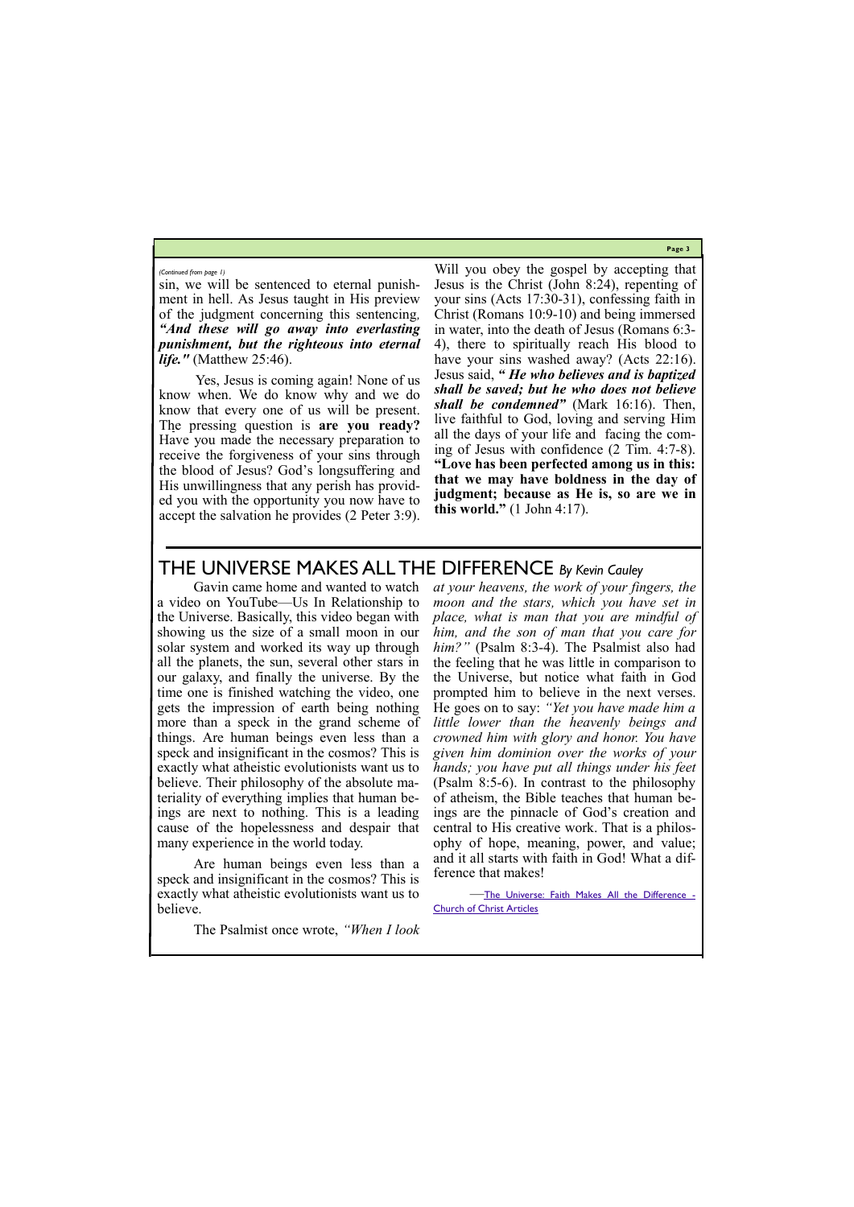*(Continued from page 1)*

sin, we will be sentenced to eternal punishment in hell. As Jesus taught in His preview of the judgment concerning this sentencing, ***"And these will go away into everlasting punishment, but the righteous into eternal life."*** (Matthew 25:46).

Yes, Jesus is coming again! None of us know when. We do know why and we do know that every one of us will be present. The pressing question is **are you ready?** Have you made the necessary preparation to receive the forgiveness of your sins through the blood of Jesus? God's longsuffering and His unwillingness that any perish has provided you with the opportunity you now have to accept the salvation he provides (2 Peter 3:9).

Will you obey the gospel by accepting that Jesus is the Christ (John 8:24), repenting of your sins (Acts 17:30-31), confessing faith in Christ (Romans 10:9-10) and being immersed in water, into the death of Jesus (Romans 6:3-4), there to spiritually reach His blood to have your sins washed away? (Acts 22:16). Jesus said, ***" He who believes and is baptized shall be saved; but he who does not believe shall be condemned"*** (Mark 16:16). Then, live faithful to God, loving and serving Him all the days of your life and facing the coming of Jesus with confidence (2 Tim. 4:7-8). **"Love has been perfected among us in this: that we may have boldness in the day of judgment; because as He is, so are we in this world."** (1 John 4:17).

## THE UNIVERSE MAKES ALL THE DIFFERENCE *By Kevin Cauley*

Gavin came home and wanted to watch a video on YouTube—Us In Relationship to the Universe. Basically, this video began with showing us the size of a small moon in our solar system and worked its way up through all the planets, the sun, several other stars in our galaxy, and finally the universe. By the time one is finished watching the video, one gets the impression of earth being nothing more than a speck in the grand scheme of things. Are human beings even less than a speck and insignificant in the cosmos? This is exactly what atheistic evolutionists want us to believe. Their philosophy of the absolute materiality of everything implies that human beings are next to nothing. This is a leading cause of the hopelessness and despair that many experience in the world today.

Are human beings even less than a speck and insignificant in the cosmos? This is exactly what atheistic evolutionists want us to believe.

The Psalmist once wrote, *"When I look at your heavens, the work of your fingers, the moon and the stars, which you have set in place, what is man that you are mindful of him, and the son of man that you care for him?"* (Psalm 8:3-4). The Psalmist also had the feeling that he was little in comparison to the Universe, but notice what faith in God prompted him to believe in the next verses. He goes on to say: *"Yet you have made him a little lower than the heavenly beings and crowned him with glory and honor. You have given him dominion over the works of your hands; you have put all things under his feet* (Psalm 8:5-6). In contrast to the philosophy of atheism, the Bible teaches that human beings are the pinnacle of God's creation and central to His creative work. That is a philosophy of hope, meaning, power, and value; and it all starts with faith in God! What a difference that makes!

—The Universe: Faith Makes All the Difference - Church of Christ Articles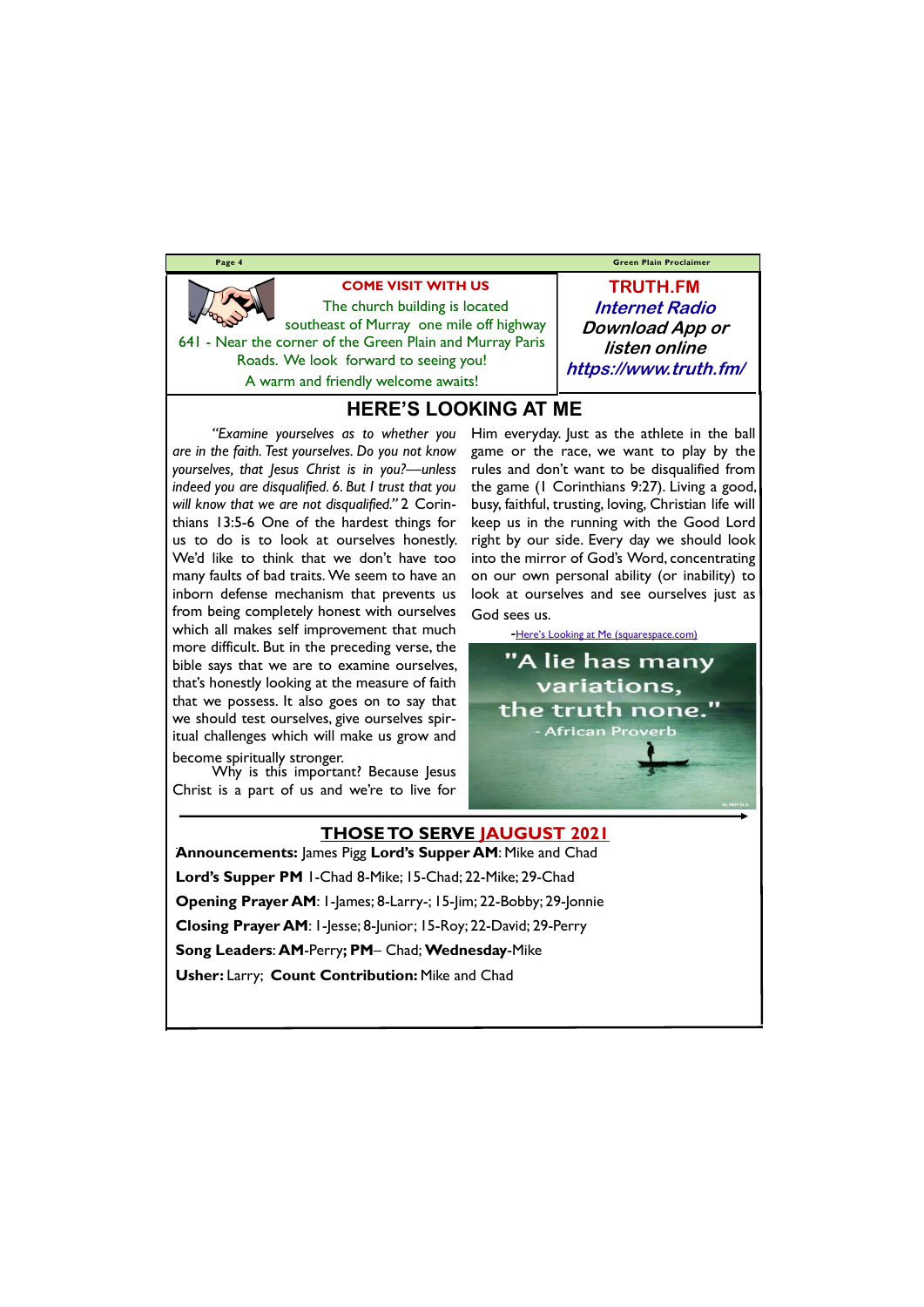**COME VISIT WITH US**

The church building is located southeast of Murray one mile off highway 641 - Near the corner of the Green Plain and Murray Paris Roads. We look forward to seeing you!

A warm and friendly welcome awaits!

**TRUTH.FM**

***Internet Radio***

***Download App or listen online***

***https://www.truth.fm/***

## HERE'S LOOKING AT ME

*"Examine yourselves as to whether you are in the faith. Test yourselves. Do you not know yourselves, that Jesus Christ is in you?—unless indeed you are disqualified. 6. But I trust that you will know that we are not disqualified."* 2 Corinthians 13:5-6 One of the hardest things for us to do is to look at ourselves honestly. We'd like to think that we don't have too many faults of bad traits. We seem to have an inborn defense mechanism that prevents us from being completely honest with ourselves which all makes self improvement that much more difficult. But in the preceding verse, the bible says that we are to examine ourselves, that's honestly looking at the measure of faith that we possess. It also goes on to say that we should test ourselves, give ourselves spiritual challenges which will make us grow and become spiritually stronger.

Why is this important? Because Jesus Christ is a part of us and we're to live for Him everyday. Just as the athlete in the ball game or the race, we want to play by the rules and don't want to be disqualified from the game (1 Corinthians 9:27). Living a good, busy, faithful, trusting, loving, Christian life will keep us in the running with the Good Lord right by our side. Every day we should look into the mirror of God's Word, concentrating on our own personal ability (or inability) to look at ourselves and see ourselves just as God sees us.

-Here's Looking at Me (squarespace.com)

"A lie has many variations, the truth none."
- African Proverb

## THOSE TO SERVE JAUGUST 2021

**Announcements:** James Pigg **Lord's Supper AM**: Mike and Chad

**Lord's Supper PM** 1-Chad 8-Mike; 15-Chad; 22-Mike; 29-Chad

**Opening Prayer AM**: 1-James; 8-Larry-; 15-Jim; 22-Bobby; 29-Jonnie

**Closing Prayer AM**: 1-Jesse; 8-Junior; 15-Roy; 22-David; 29-Perry

**Song Leaders**: **AM**-Perry**; PM**– Chad; **Wednesday**-Mike

**Usher:** Larry; **Count Contribution:** Mike and Chad